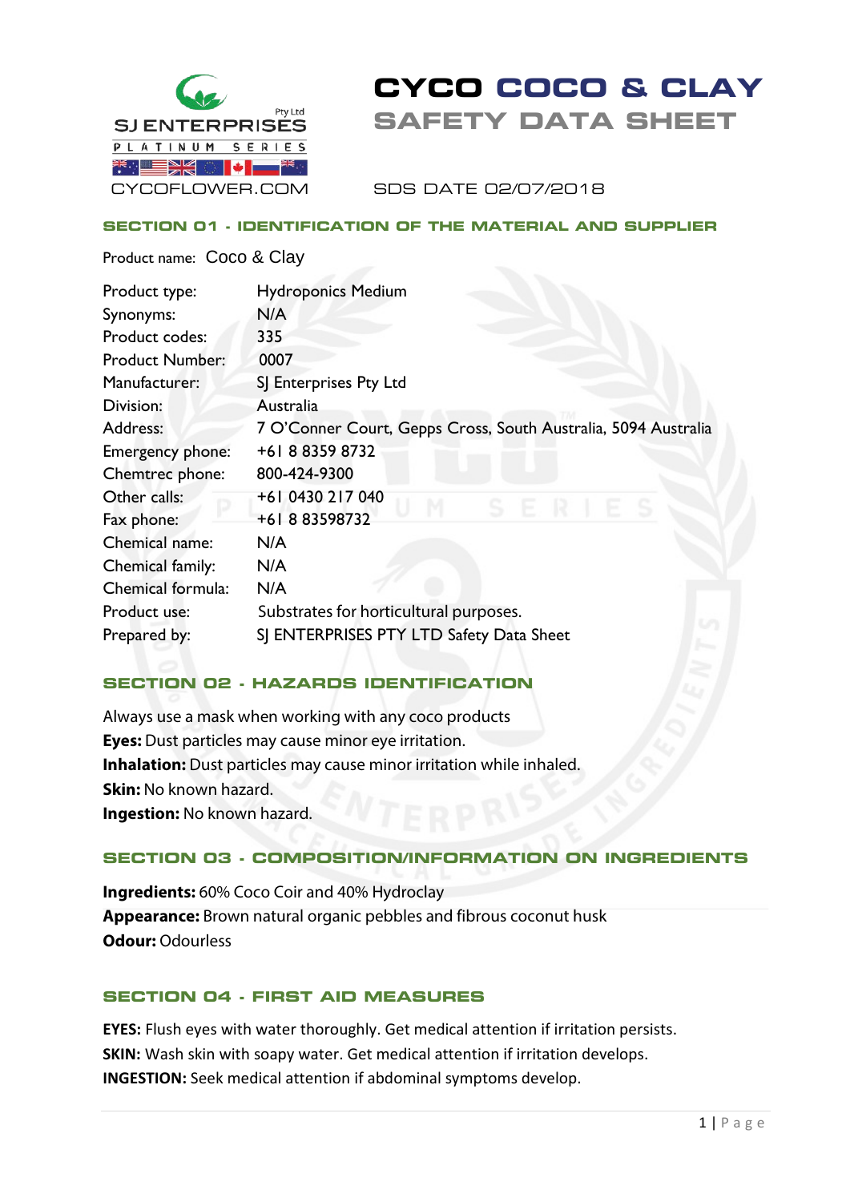SJ ENTERPRISES Pty Ltd

PLATINUM SERIES

CYCOFLOWER.COM

# CYCO COCO & CLAY SAFETY DATA SHEET

SDS DATE 02/07/2018

## SECTION 01 - IDENTIFICATION OF THE MATERIAL AND SUPPLIER

Product name: Coco & Clay

| | |
|---|---|
| Product type: | Hydroponics Medium |
| Synonyms: | N/A |
| Product codes: | 335 |
| Product Number: | 0007 |
| Manufacturer: | SJ Enterprises Pty Ltd |
| Division: | Australia |
| Address: | 7 O'Conner Court, Gepps Cross, South Australia, 5094 Australia |
| Emergency phone: | +61 8 8359 8732 |
| Chemtrec phone: | 800-424-9300 |
| Other calls: | +61 0430 217 040 |
| Fax phone: | +61 8 83598732 |
| Chemical name: | N/A |
| Chemical family: | N/A |
| Chemical formula: | N/A |
| Product use: | Substrates for horticultural purposes. |
| Prepared by: | SJ ENTERPRISES PTY LTD Safety Data Sheet |

## SECTION 02 - HAZARDS IDENTIFICATION

Always use a mask when working with any coco products

**Eyes:** Dust particles may cause minor eye irritation.

**Inhalation:** Dust particles may cause minor irritation while inhaled.

**Skin:** No known hazard.

**Ingestion:** No known hazard.

## SECTION 03 - COMPOSITION/INFORMATION ON INGREDIENTS

**Ingredients:** 60% Coco Coir and 40% Hydroclay

**Appearance:** Brown natural organic pebbles and fibrous coconut husk

**Odour:** Odourless

## SECTION 04 - FIRST AID MEASURES

**EYES:** Flush eyes with water thoroughly. Get medical attention if irritation persists.

**SKIN:** Wash skin with soapy water. Get medical attention if irritation develops.

**INGESTION:** Seek medical attention if abdominal symptoms develop.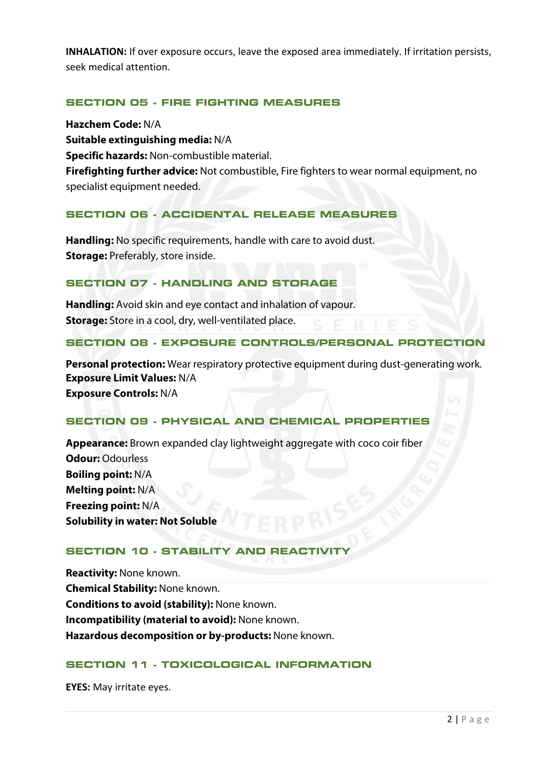**INHALATION:** If over exposure occurs, leave the exposed area immediately. If irritation persists, seek medical attention.

## SECTION 05 - FIRE FIGHTING MEASURES

**Hazchem Code:** N/A
**Suitable extinguishing media:** N/A
**Specific hazards:** Non-combustible material.
**Firefighting further advice:** Not combustible, Fire fighters to wear normal equipment, no specialist equipment needed.

## SECTION 06 - ACCIDENTAL RELEASE MEASURES

**Handling:** No specific requirements, handle with care to avoid dust.
**Storage:** Preferably, store inside.

## SECTION 07 - HANDLING AND STORAGE

**Handling:** Avoid skin and eye contact and inhalation of vapour.
**Storage:** Store in a cool, dry, well-ventilated place.

## SECTION 08 - EXPOSURE CONTROLS/PERSONAL PROTECTION

**Personal protection:** Wear respiratory protective equipment during dust-generating work.
**Exposure Limit Values:** N/A
**Exposure Controls:** N/A

## SECTION 09 - PHYSICAL AND CHEMICAL PROPERTIES

**Appearance:** Brown expanded clay lightweight aggregate with coco coir fiber
**Odour:** Odourless
**Boiling point:** N/A
**Melting point:** N/A
**Freezing point:** N/A
**Solubility in water: Not Soluble**

## SECTION 10 - STABILITY AND REACTIVITY

**Reactivity:** None known.
**Chemical Stability:** None known.
**Conditions to avoid (stability):** None known.
**Incompatibility (material to avoid):** None known.
**Hazardous decomposition or by-products:** None known.

## SECTION 11 - TOXICOLOGICAL INFORMATION

**EYES:** May irritate eyes.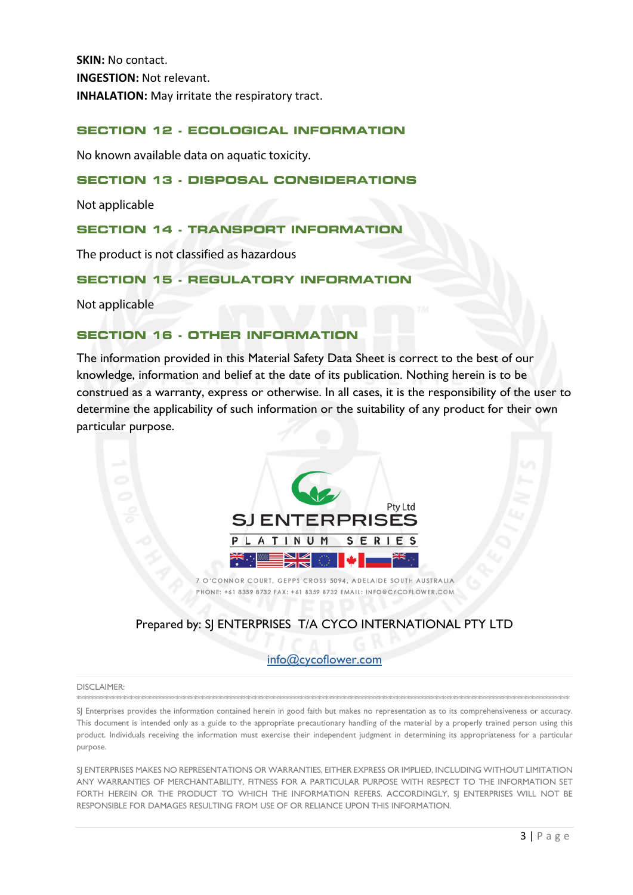**SKIN:** No contact.

**INGESTION:** Not relevant.

**INHALATION:** May irritate the respiratory tract.

## SECTION 12 - ECOLOGICAL INFORMATION

No known available data on aquatic toxicity.

## SECTION 13 - DISPOSAL CONSIDERATIONS

Not applicable

## SECTION 14 - TRANSPORT INFORMATION

The product is not classified as hazardous

## SECTION 15 - REGULATORY INFORMATION

Not applicable

## SECTION 16 - OTHER INFORMATION

The information provided in this Material Safety Data Sheet is correct to the best of our knowledge, information and belief at the date of its publication. Nothing herein is to be construed as a warranty, express or otherwise. In all cases, it is the responsibility of the user to determine the applicability of such information or the suitability of any product for their own particular purpose.

Pty Ltd
SJ ENTERPRISES
PLATINUM SERIES

7 O'CONNOR COURT, GEPPS CROSS 5094, ADELAIDE SOUTH AUSTRALIA
PHONE: +61 8359 8732 FAX: +61 8359 8732 EMAIL: INFO@CYCOFLOWER.COM

Prepared by: SJ ENTERPRISES T/A CYCO INTERNATIONAL PTY LTD

info@cycoflower.com

DISCLAIMER:

SJ Enterprises provides the information contained herein in good faith but makes no representation as to its comprehensiveness or accuracy. This document is intended only as a guide to the appropriate precautionary handling of the material by a properly trained person using this product. Individuals receiving the information must exercise their independent judgment in determining its appropriateness for a particular purpose.

SJ ENTERPRISES MAKES NO REPRESENTATIONS OR WARRANTIES, EITHER EXPRESS OR IMPLIED, INCLUDING WITHOUT LIMITATION ANY WARRANTIES OF MERCHANTABILITY, FITNESS FOR A PARTICULAR PURPOSE WITH RESPECT TO THE INFORMATION SET FORTH HEREIN OR THE PRODUCT TO WHICH THE INFORMATION REFERS. ACCORDINGLY, SJ ENTERPRISES WILL NOT BE RESPONSIBLE FOR DAMAGES RESULTING FROM USE OF OR RELIANCE UPON THIS INFORMATION.